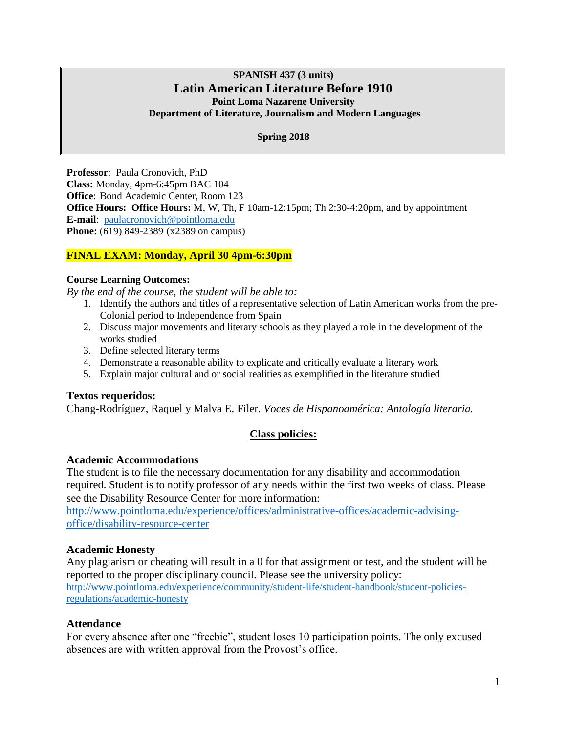**SPANISH 437 (3 units)**

# Latin American Literature Before 1910

**Point Loma Nazarene University**

**Department of Literature, Journalism and Modern Languages**

**Spring 2018**

**Professor**: Paula Cronovich, PhD
**Class:** Monday, 4pm-6:45pm BAC 104
**Office**: Bond Academic Center, Room 123
**Office Hours: Office Hours:** M, W, Th, F 10am-12:15pm; Th 2:30-4:20pm, and by appointment
**E-mail**: paulacronovich@pointloma.edu
**Phone:** (619) 849-2389 (x2389 on campus)

**FINAL EXAM: Monday, April 30 4pm-6:30pm**

**Course Learning Outcomes:**

*By the end of the course, the student will be able to:*

1. Identify the authors and titles of a representative selection of Latin American works from the pre-Colonial period to Independence from Spain
2. Discuss major movements and literary schools as they played a role in the development of the works studied
3. Define selected literary terms
4. Demonstrate a reasonable ability to explicate and critically evaluate a literary work
5. Explain major cultural and or social realities as exemplified in the literature studied

### Textos requeridos:

Chang-Rodríguez, Raquel y Malva E. Filer. *Voces de Hispanoamérica: Antología literaria.*

## Class policies:

### Academic Accommodations

The student is to file the necessary documentation for any disability and accommodation required. Student is to notify professor of any needs within the first two weeks of class. Please see the Disability Resource Center for more information:
http://www.pointloma.edu/experience/offices/administrative-offices/academic-advising-office/disability-resource-center

### Academic Honesty

Any plagiarism or cheating will result in a 0 for that assignment or test, and the student will be reported to the proper disciplinary council. Please see the university policy:
http://www.pointloma.edu/experience/community/student-life/student-handbook/student-policies-regulations/academic-honesty

### Attendance

For every absence after one "freebie", student loses 10 participation points. The only excused absences are with written approval from the Provost's office.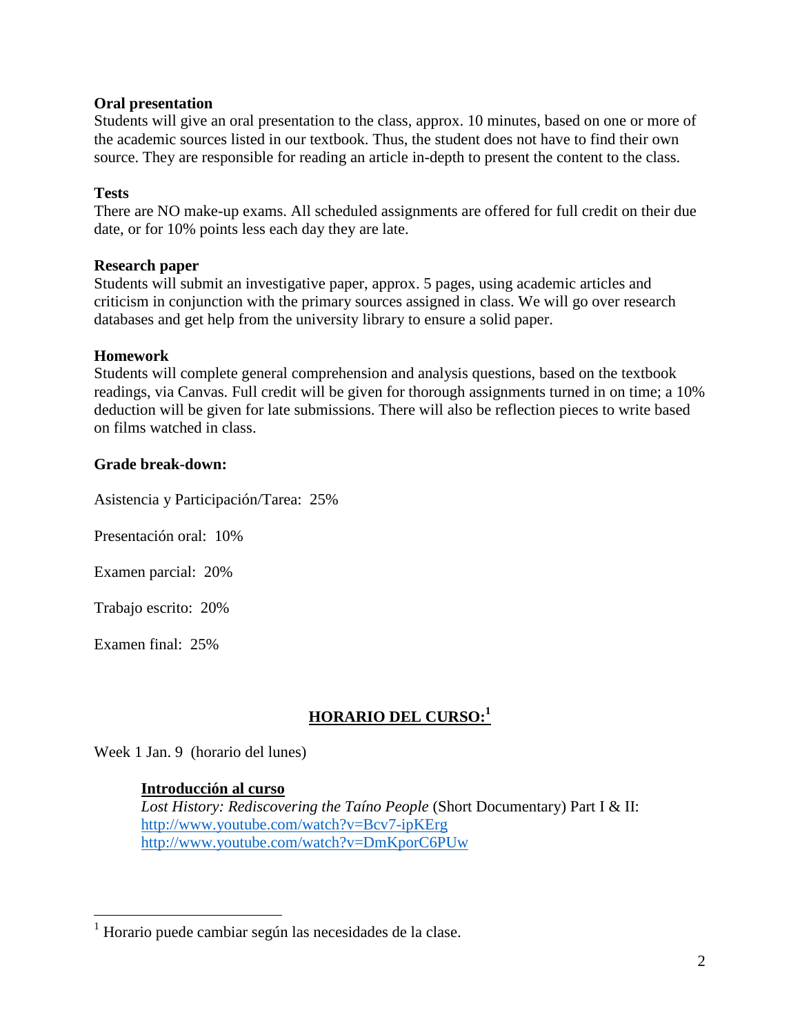**Oral presentation**
Students will give an oral presentation to the class, approx. 10 minutes, based on one or more of the academic sources listed in our textbook. Thus, the student does not have to find their own source. They are responsible for reading an article in-depth to present the content to the class.

**Tests**
There are NO make-up exams. All scheduled assignments are offered for full credit on their due date, or for 10% points less each day they are late.

**Research paper**
Students will submit an investigative paper, approx. 5 pages, using academic articles and criticism in conjunction with the primary sources assigned in class. We will go over research databases and get help from the university library to ensure a solid paper.

**Homework**
Students will complete general comprehension and analysis questions, based on the textbook readings, via Canvas. Full credit will be given for thorough assignments turned in on time; a 10% deduction will be given for late submissions. There will also be reflection pieces to write based on films watched in class.

**Grade break-down:**

Asistencia y Participación/Tarea: 25%

Presentación oral: 10%

Examen parcial: 20%

Trabajo escrito: 20%

Examen final: 25%

## HORARIO DEL CURSO:[1]

Week 1 Jan. 9 (horario del lunes)

**Introducción al curso**
*Lost History: Rediscovering the Taíno People* (Short Documentary) Part I & II:
http://www.youtube.com/watch?v=Bcv7-ipKErg
http://www.youtube.com/watch?v=DmKporC6PUw

[1] Horario puede cambiar según las necesidades de la clase.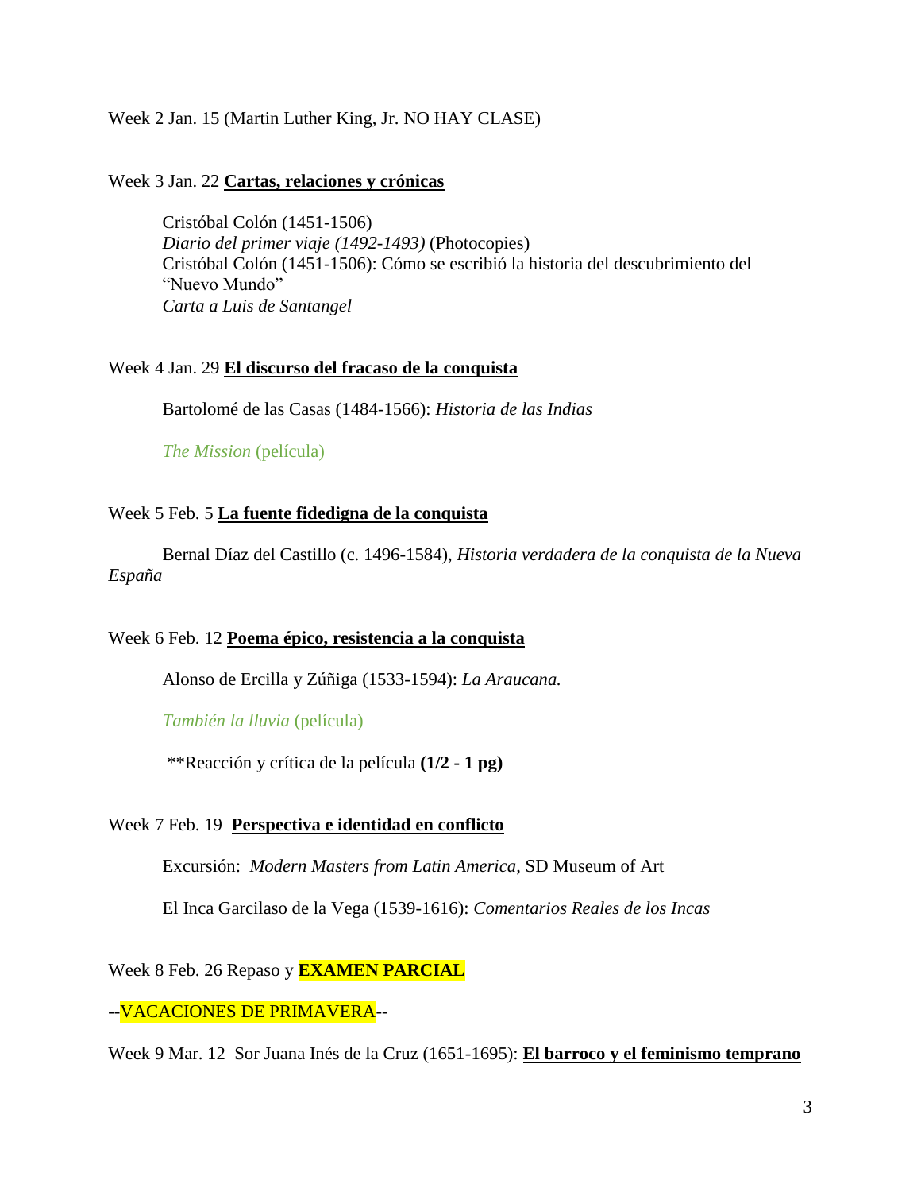Week 2 Jan. 15 (Martin Luther King, Jr. NO HAY CLASE)

Week 3 Jan. 22 **Cartas, relaciones y crónicas**

Cristóbal Colón (1451-1506)
*Diario del primer viaje (1492-1493)* (Photocopies)
Cristóbal Colón (1451-1506): Cómo se escribió la historia del descubrimiento del "Nuevo Mundo"
*Carta a Luis de Santangel*

Week 4 Jan. 29 **El discurso del fracaso de la conquista**

Bartolomé de las Casas (1484-1566): *Historia de las Indias*

*The Mission* (película)

Week 5 Feb. 5 **La fuente fidedigna de la conquista**

Bernal Díaz del Castillo (c. 1496-1584), *Historia verdadera de la conquista de la Nueva España*

Week 6 Feb. 12 **Poema épico, resistencia a la conquista**

Alonso de Ercilla y Zúñiga (1533-1594): *La Araucana.*

*También la lluvia* (película)

**Reacción y crítica de la película **(1/2 - 1 pg)**

Week 7 Feb. 19 **Perspectiva e identidad en conflicto**

Excursión: *Modern Masters from Latin America*, SD Museum of Art

El Inca Garcilaso de la Vega (1539-1616): *Comentarios Reales de los Incas*

Week 8 Feb. 26 Repaso y **EXAMEN PARCIAL**

--VACACIONES DE PRIMAVERA--

Week 9 Mar. 12 Sor Juana Inés de la Cruz (1651-1695): **El barroco y el feminismo temprano**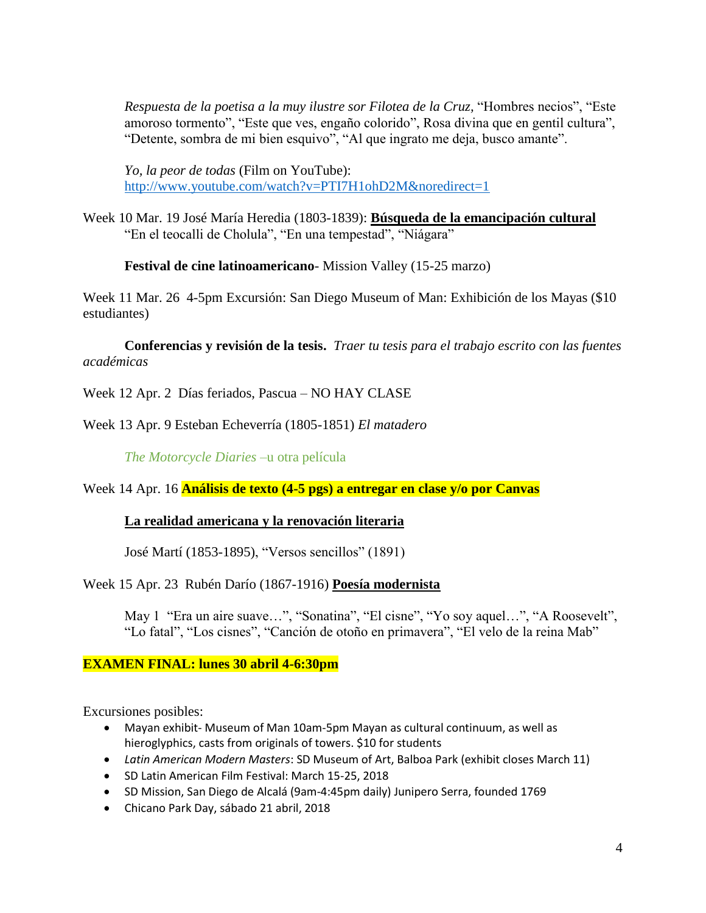*Respuesta de la poetisa a la muy ilustre sor Filotea de la Cruz*, "Hombres necios", "Este amoroso tormento", "Este que ves, engaño colorido", Rosa divina que en gentil cultura", "Detente, sombra de mi bien esquivo", "Al que ingrato me deja, busco amante".

*Yo, la peor de todas* (Film on YouTube): http://www.youtube.com/watch?v=PTI7H1ohD2M&noredirect=1

Week 10 Mar. 19 José María Heredia (1803-1839): **Búsqueda de la emancipación cultural**
"En el teocalli de Cholula", "En una tempestad", "Niágara"

**Festival de cine latinoamericano**- Mission Valley (15-25 marzo)

Week 11 Mar. 26 4-5pm Excursión: San Diego Museum of Man: Exhibición de los Mayas ($10 estudiantes)

**Conferencias y revisión de la tesis.** *Traer tu tesis para el trabajo escrito con las fuentes académicas*

Week 12 Apr. 2 Días feriados, Pascua – NO HAY CLASE

Week 13 Apr. 9 Esteban Echeverría (1805-1851) *El matadero*

*The Motorcycle Diaries* –u otra película

Week 14 Apr. 16 **Análisis de texto (4-5 pgs) a entregar en clase y/o por Canvas**

**La realidad americana y la renovación literaria**

José Martí (1853-1895), "Versos sencillos" (1891)

Week 15 Apr. 23 Rubén Darío (1867-1916) **Poesía modernista**

May 1 "Era un aire suave…", "Sonatina", "El cisne", "Yo soy aquel…", "A Roosevelt", "Lo fatal", "Los cisnes", "Canción de otoño en primavera", "El velo de la reina Mab"

**EXAMEN FINAL: lunes 30 abril 4-6:30pm**

Excursiones posibles:

- Mayan exhibit- Museum of Man 10am-5pm Mayan as cultural continuum, as well as hieroglyphics, casts from originals of towers. $10 for students
- *Latin American Modern Masters*: SD Museum of Art, Balboa Park (exhibit closes March 11)
- SD Latin American Film Festival: March 15-25, 2018
- SD Mission, San Diego de Alcalá (9am-4:45pm daily) Junipero Serra, founded 1769
- Chicano Park Day, sábado 21 abril, 2018